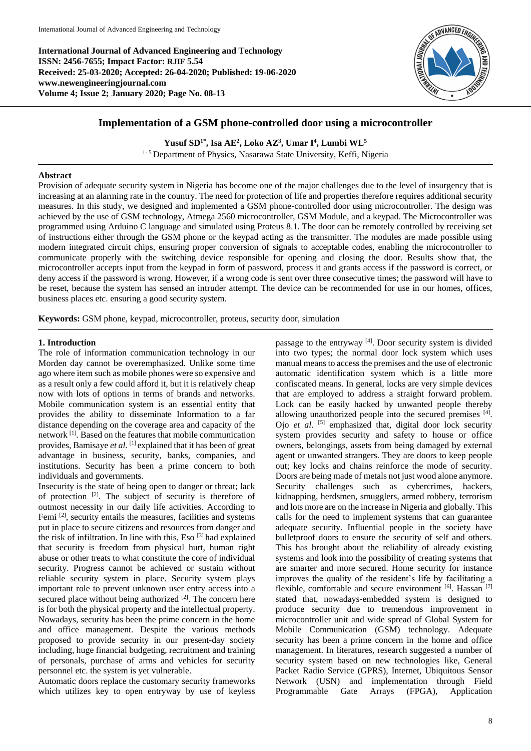**International Journal of Advanced Engineering and Technology**
**ISSN: 2456-7655; Impact Factor: RJIF 5.54**
**Received: 25-03-2020; Accepted: 26-04-2020; Published: 19-06-2020**
**www.newengineeringjournal.com**
**Volume 4; Issue 2; January 2020; Page No. 08-13**

# Implementation of a GSM phone-controlled door using a microcontroller

**Yusuf SD[1*], Isa AE[2], Loko AZ[3], Umar I[4], Lumbi WL[5]**

[1-5] Department of Physics, Nasarawa State University, Keffi, Nigeria

---

## Abstract

Provision of adequate security system in Nigeria has become one of the major challenges due to the level of insurgency that is increasing at an alarming rate in the country. The need for protection of life and properties therefore requires additional security measures. In this study, we designed and implemented a GSM phone-controlled door using microcontroller. The design was achieved by the use of GSM technology, Atmega 2560 microcontroller, GSM Module, and a keypad. The Microcontroller was programmed using Arduino C language and simulated using Proteus 8.1. The door can be remotely controlled by receiving set of instructions either through the GSM phone or the keypad acting as the transmitter. The modules are made possible using modern integrated circuit chips, ensuring proper conversion of signals to acceptable codes, enabling the microcontroller to communicate properly with the switching device responsible for opening and closing the door. Results show that, the microcontroller accepts input from the keypad in form of password, process it and grants access if the password is correct, or deny access if the password is wrong. However, if a wrong code is sent over three consecutive times; the password will have to be reset, because the system has sensed an intruder attempt. The device can be recommended for use in our homes, offices, business places etc. ensuring a good security system.

**Keywords:** GSM phone, keypad, microcontroller, proteus, security door, simulation

---

## 1. Introduction

The role of information communication technology in our Morden day cannot be overemphasized. Unlike some time ago where item such as mobile phones were so expensive and as a result only a few could afford it, but it is relatively cheap now with lots of options in terms of brands and networks. Mobile communication system is an essential entity that provides the ability to disseminate Information to a far distance depending on the coverage area and capacity of the network [1]. Based on the features that mobile communication provides, Bamisaye *et al.* [1] explained that it has been of great advantage in business, security, banks, companies, and institutions. Security has been a prime concern to both individuals and governments.

Insecurity is the state of being open to danger or threat; lack of protection [2]. The subject of security is therefore of outmost necessity in our daily life activities. According to Femi [2], security entails the measures, facilities and systems put in place to secure citizens and resources from danger and the risk of infiltration. In line with this, Eso [3] had explained that security is freedom from physical hurt, human right abuse or other treats to what constitute the core of individual security. Progress cannot be achieved or sustain without reliable security system in place. Security system plays important role to prevent unknown user entry access into a secured place without being authorized [2]. The concern here is for both the physical property and the intellectual property. Nowadays, security has been the prime concern in the home and office management. Despite the various methods proposed to provide security in our present-day society including, huge financial budgeting, recruitment and training of personals, purchase of arms and vehicles for security personnel etc. the system is yet vulnerable.

Automatic doors replace the customary security frameworks which utilizes key to open entryway by use of keyless passage to the entryway [4]. Door security system is divided into two types; the normal door lock system which uses manual means to access the premises and the use of electronic automatic identification system which is a little more confiscated means. In general, locks are very simple devices that are employed to address a straight forward problem. Lock can be easily hacked by unwanted people thereby allowing unauthorized people into the secured premises [4]. Ojo *et al.* [5] emphasized that, digital door lock security system provides security and safety to house or office owners, belongings, assets from being damaged by external agent or unwanted strangers. They are doors to keep people out; key locks and chains reinforce the mode of security. Doors are being made of metals not just wood alone anymore. Security challenges such as cybercrimes, hackers, kidnapping, herdsmen, smugglers, armed robbery, terrorism and lots more are on the increase in Nigeria and globally. This calls for the need to implement systems that can guarantee adequate security. Influential people in the society have bulletproof doors to ensure the security of self and others. This has brought about the reliability of already existing systems and look into the possibility of creating systems that are smarter and more secured. Home security for instance improves the quality of the resident's life by facilitating a flexible, comfortable and secure environment [6]. Hassan [7] stated that, nowadays-embedded system is designed to produce security due to tremendous improvement in microcontroller unit and wide spread of Global System for Mobile Communication (GSM) technology. Adequate security has been a prime concern in the home and office management. In literatures, research suggested a number of security system based on new technologies like, General Packet Radio Service (GPRS), Internet, Ubiquitous Sensor Network (USN) and implementation through Field Programmable Gate Arrays (FPGA), Application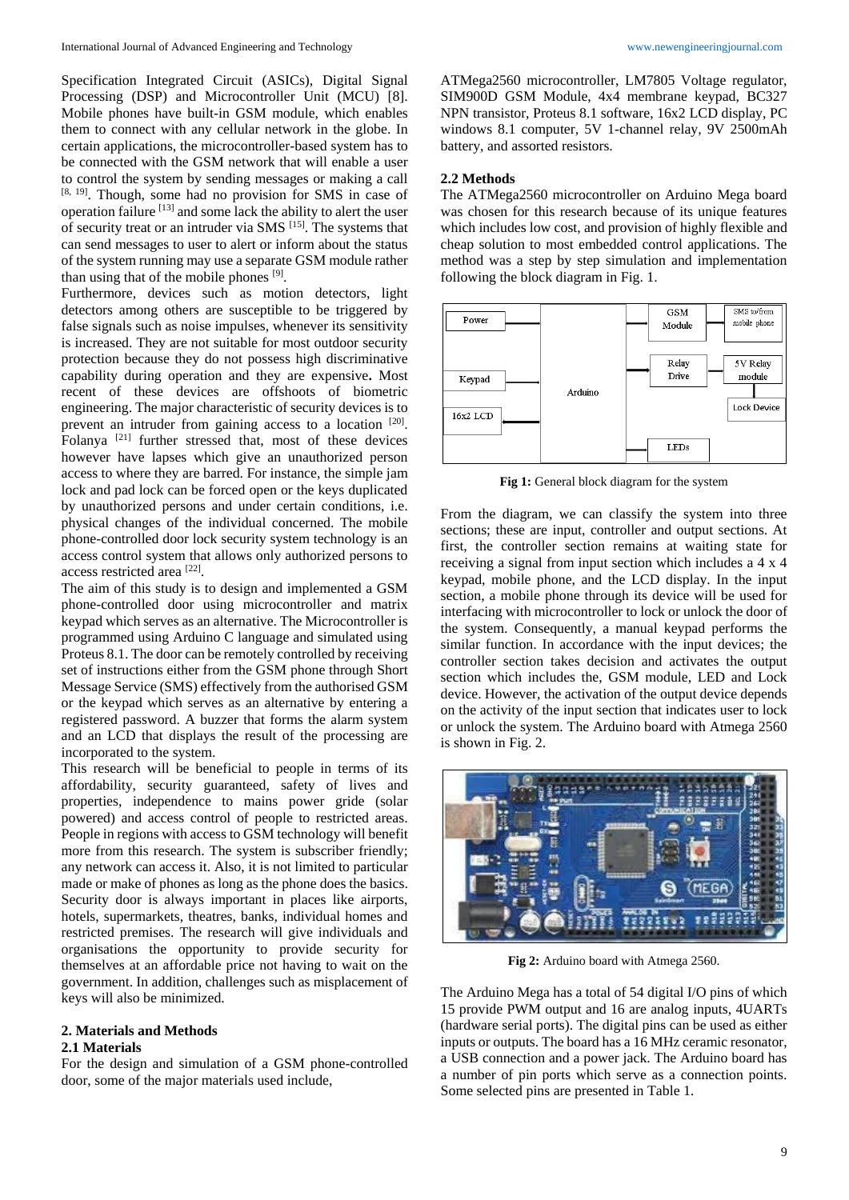Specification Integrated Circuit (ASICs), Digital Signal Processing (DSP) and Microcontroller Unit (MCU) [8]. Mobile phones have built-in GSM module, which enables them to connect with any cellular network in the globe. In certain applications, the microcontroller-based system has to be connected with the GSM network that will enable a user to control the system by sending messages or making a call [8, 19]. Though, some had no provision for SMS in case of operation failure [13] and some lack the ability to alert the user of security treat or an intruder via SMS [15]. The systems that can send messages to user to alert or inform about the status of the system running may use a separate GSM module rather than using that of the mobile phones [9].

Furthermore, devices such as motion detectors, light detectors among others are susceptible to be triggered by false signals such as noise impulses, whenever its sensitivity is increased. They are not suitable for most outdoor security protection because they do not possess high discriminative capability during operation and they are expensive. Most recent of these devices are offshoots of biometric engineering. The major characteristic of security devices is to prevent an intruder from gaining access to a location [20]. Folanya [21] further stressed that, most of these devices however have lapses which give an unauthorized person access to where they are barred. For instance, the simple jam lock and pad lock can be forced open or the keys duplicated by unauthorized persons and under certain conditions, i.e. physical changes of the individual concerned. The mobile phone-controlled door lock security system technology is an access control system that allows only authorized persons to access restricted area [22].

The aim of this study is to design and implemented a GSM phone-controlled door using microcontroller and matrix keypad which serves as an alternative. The Microcontroller is programmed using Arduino C language and simulated using Proteus 8.1. The door can be remotely controlled by receiving set of instructions either from the GSM phone through Short Message Service (SMS) effectively from the authorised GSM or the keypad which serves as an alternative by entering a registered password. A buzzer that forms the alarm system and an LCD that displays the result of the processing are incorporated to the system.

This research will be beneficial to people in terms of its affordability, security guaranteed, safety of lives and properties, independence to mains power gride (solar powered) and access control of people to restricted areas. People in regions with access to GSM technology will benefit more from this research. The system is subscriber friendly; any network can access it. Also, it is not limited to particular made or make of phones as long as the phone does the basics. Security door is always important in places like airports, hotels, supermarkets, theatres, banks, individual homes and restricted premises. The research will give individuals and organisations the opportunity to provide security for themselves at an affordable price not having to wait on the government. In addition, challenges such as misplacement of keys will also be minimized.

## 2. Materials and Methods

### 2.1 Materials

For the design and simulation of a GSM phone-controlled door, some of the major materials used include, ATMega2560 microcontroller, LM7805 Voltage regulator, SIM900D GSM Module, 4x4 membrane keypad, BC327 NPN transistor, Proteus 8.1 software, 16x2 LCD display, PC windows 8.1 computer, 5V 1-channel relay, 9V 2500mAh battery, and assorted resistors.

### 2.2 Methods

The ATMega2560 microcontroller on Arduino Mega board was chosen for this research because of its unique features which includes low cost, and provision of highly flexible and cheap solution to most embedded control applications. The method was a step by step simulation and implementation following the block diagram in Fig. 1.

**Fig 1:** General block diagram for the system

From the diagram, we can classify the system into three sections; these are input, controller and output sections. At first, the controller section remains at waiting state for receiving a signal from input section which includes a 4 x 4 keypad, mobile phone, and the LCD display. In the input section, a mobile phone through its device will be used for interfacing with microcontroller to lock or unlock the door of the system. Consequently, a manual keypad performs the similar function. In accordance with the input devices; the controller section takes decision and activates the output section which includes the, GSM module, LED and Lock device. However, the activation of the output device depends on the activity of the input section that indicates user to lock or unlock the system. The Arduino board with Atmega 2560 is shown in Fig. 2.

**Fig 2:** Arduino board with Atmega 2560.

The Arduino Mega has a total of 54 digital I/O pins of which 15 provide PWM output and 16 are analog inputs, 4UARTs (hardware serial ports). The digital pins can be used as either inputs or outputs. The board has a 16 MHz ceramic resonator, a USB connection and a power jack. The Arduino board has a number of pin ports which serve as a connection points. Some selected pins are presented in Table 1.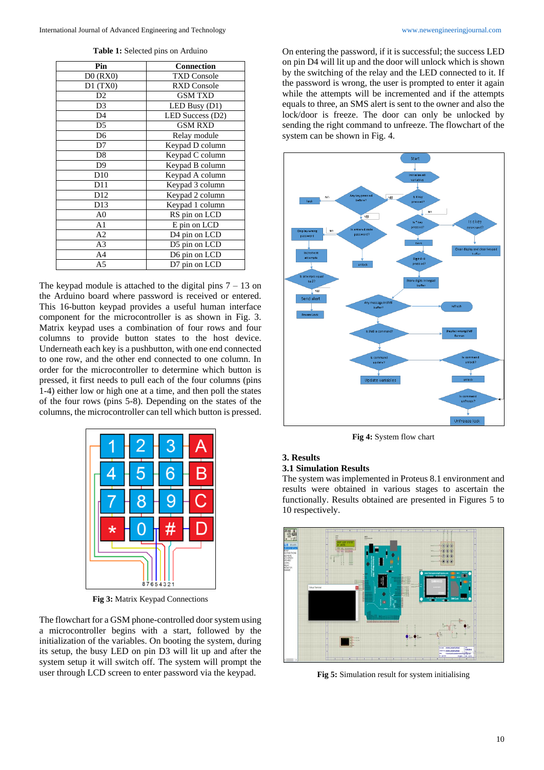**Table 1:** Selected pins on Arduino

| Pin | Connection |
|---|---|
| D0 (RX0) | TXD Console |
| D1 (TX0) | RXD Console |
| D2 | GSM TXD |
| D3 | LED Busy (D1) |
| D4 | LED Success (D2) |
| D5 | GSM RXD |
| D6 | Relay module |
| D7 | Keypad D column |
| D8 | Keypad C column |
| D9 | Keypad B column |
| D10 | Keypad A column |
| D11 | Keypad 3 column |
| D12 | Keypad 2 column |
| D13 | Keypad 1 column |
| A0 | RS pin on LCD |
| A1 | E pin on LCD |
| A2 | D4 pin on LCD |
| A3 | D5 pin on LCD |
| A4 | D6 pin on LCD |
| A5 | D7 pin on LCD |

The keypad module is attached to the digital pins 7 – 13 on the Arduino board where password is received or entered. This 16-button keypad provides a useful human interface component for the microcontroller is as shown in Fig. 3. Matrix keypad uses a combination of four rows and four columns to provide button states to the host device. Underneath each key is a pushbutton, with one end connected to one row, and the other end connected to one column. In order for the microcontroller to determine which button is pressed, it first needs to pull each of the four columns (pins 1-4) either low or high one at a time, and then poll the states of the four rows (pins 5-8). Depending on the states of the columns, the microcontroller can tell which button is pressed.

**Fig 3:** Matrix Keypad Connections

The flowchart for a GSM phone-controlled door system using a microcontroller begins with a start, followed by the initialization of the variables. On booting the system, during its setup, the busy LED on pin D3 will lit up and after the system setup it will switch off. The system will prompt the user through LCD screen to enter password via the keypad.

On entering the password, if it is successful; the success LED on pin D4 will lit up and the door will unlock which is shown by the switching of the relay and the LED connected to it. If the password is wrong, the user is prompted to enter it again while the attempts will be incremented and if the attempts equals to three, an SMS alert is sent to the owner and also the lock/door is freeze. The door can only be unlocked by sending the right command to unfreeze. The flowchart of the system can be shown in Fig. 4.

**Fig 4:** System flow chart

## 3. Results

### 3.1 Simulation Results

The system was implemented in Proteus 8.1 environment and results were obtained in various stages to ascertain the functionally. Results obtained are presented in Figures 5 to 10 respectively.

**Fig 5:** Simulation result for system initialising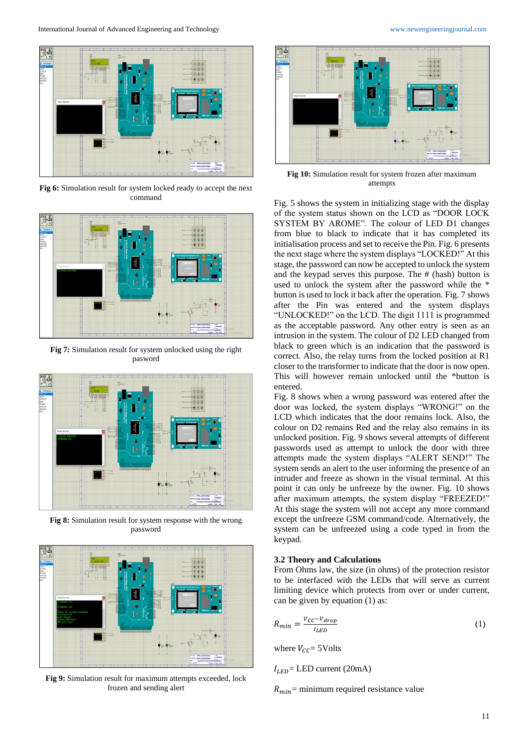**Fig 6:** Simulation result for system locked ready to accept the next command

**Fig 7:** Simulation result for system unlocked using the right pasword

**Fig 8:** Simulation result for system response with the wrong password

**Fig 9:** Simulation result for maximum attempts exceeded, lock frozen and sending alert

**Fig 10:** Simulation result for system frozen after maximum attempts

Fig. 5 shows the system in initializing stage with the display of the system status shown on the LCD as "DOOR LOCK SYSTEM BY AROME". The colour of LED D1 changes from blue to black to indicate that it has completed its initialisation process and set to receive the Pin. Fig. 6 presents the next stage where the system displays "LOCKED!" At this stage, the password can now be accepted to unlock the system and the keypad serves this purpose. The # (hash) button is used to unlock the system after the password while the * button is used to lock it back after the operation. Fig. 7 shows after the Pin was entered and the system displays "UNLOCKED!" on the LCD. The digit 1111 is programmed as the acceptable password. Any other entry is seen as an intrusion in the system. The colour of D2 LED changed from black to green which is an indication that the password is correct. Also, the relay turns from the locked position at R1 closer to the transformer to indicate that the door is now open. This will however remain unlocked until the *button is entered.

Fig. 8 shows when a wrong password was entered after the door was locked, the system displays "WRONG!" on the LCD which indicates that the door remains lock. Also, the colour on D2 remains Red and the relay also remains in its unlocked position. Fig. 9 shows several attempts of different passwords used as attempt to unlock the door with three attempts made the system displays "ALERT SEND!" The system sends an alert to the user informing the presence of an intruder and freeze as shown in the visual terminal. At this point it can only be unfreeze by the owner. Fig. 10 shows after maximum attempts, the system display "FREEZED!" At this stage the system will not accept any more command except the unfreeze GSM command/code. Alternatively, the system can be unfreezed using a code typed in from the keypad.

### 3.2 Theory and Calculations

From Ohms law, the size (in ohms) of the protection resistor to be interfaced with the LEDs that will serve as current limiting device which protects from over or under current, can be given by equation (1) as:

$$R_{min} = \frac{V_{CC} - V_{drop}}{I_{LED}} \quad (1)$$

where $V_{CC}$= 5Volts

$I_{LED}$= LED current (20mA)

$R_{min}$= minimum required resistance value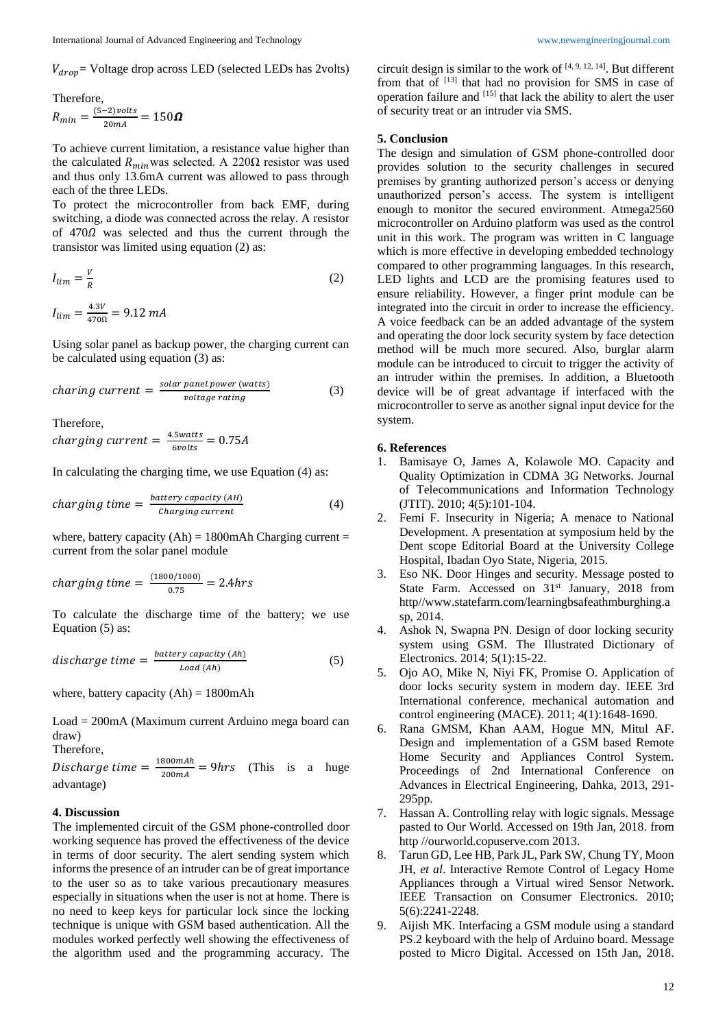$V_{drop}$= Voltage drop across LED (selected LEDs has 2volts)

Therefore,

$$R_{min} = \frac{(5-2)volts}{20mA} = 150\boldsymbol{\Omega}$$

To achieve current limitation, a resistance value higher than the calculated $R_{min}$ was selected. A 220Ω resistor was used and thus only 13.6mA current was allowed to pass through each of the three LEDs.

To protect the microcontroller from back EMF, during switching, a diode was connected across the relay. A resistor of $470\Omega$ was selected and thus the current through the transistor was limited using equation (2) as:

$$I_{lim} = \frac{V}{R} \quad (2)$$

$$I_{lim} = \frac{4.3V}{470\Omega} = 9.12\ mA$$

Using solar panel as backup power, the charging current can be calculated using equation (3) as:

$$charing\ current = \frac{solar\ panel\ power\ (watts)}{voltage\ rating} \quad (3)$$

Therefore,

$$charging\ current = \frac{4.5watts}{6volts} = 0.75A$$

In calculating the charging time, we use Equation (4) as:

$$charging\ time = \frac{battery\ capacity\ (AH)}{Charging\ current} \quad (4)$$

where, battery capacity (Ah) = 1800mAh Charging current = current from the solar panel module

$$charging\ time = \frac{(1800/1000)}{0.75} = 2.4hrs$$

To calculate the discharge time of the battery; we use Equation (5) as:

$$discharge\ time = \frac{battery\ capacity\ (Ah)}{Load\ (Ah)} \quad (5)$$

where, battery capacity (Ah) = 1800mAh

Load = 200mA (Maximum current Arduino mega board can draw)

Therefore,

$Discharge\ time = \frac{1800mAh}{200mA} = 9hrs$ (This is a huge advantage)

## 4. Discussion

The implemented circuit of the GSM phone-controlled door working sequence has proved the effectiveness of the device in terms of door security. The alert sending system which informs the presence of an intruder can be of great importance to the user so as to take various precautionary measures especially in situations when the user is not at home. There is no need to keep keys for particular lock since the locking technique is unique with GSM based authentication. All the modules worked perfectly well showing the effectiveness of the algorithm used and the programming accuracy. The circuit design is similar to the work of [4, 9, 12, 14]. But different from that of [13] that had no provision for SMS in case of operation failure and [15] that lack the ability to alert the user of security treat or an intruder via SMS.

## 5. Conclusion

The design and simulation of GSM phone-controlled door provides solution to the security challenges in secured premises by granting authorized person's access or denying unauthorized person's access. The system is intelligent enough to monitor the secured environment. Atmega2560 microcontroller on Arduino platform was used as the control unit in this work. The program was written in C language which is more effective in developing embedded technology compared to other programming languages. In this research, LED lights and LCD are the promising features used to ensure reliability. However, a finger print module can be integrated into the circuit in order to increase the efficiency. A voice feedback can be an added advantage of the system and operating the door lock security system by face detection method will be much more secured. Also, burglar alarm module can be introduced to circuit to trigger the activity of an intruder within the premises. In addition, a Bluetooth device will be of great advantage if interfaced with the microcontroller to serve as another signal input device for the system.

## 6. References

1. Bamisaye O, James A, Kolawole MO. Capacity and Quality Optimization in CDMA 3G Networks. Journal of Telecommunications and Information Technology (JTIT). 2010; 4(5):101-104.
2. Femi F. Insecurity in Nigeria; A menace to National Development. A presentation at symposium held by the Dent scope Editorial Board at the University College Hospital, Ibadan Oyo State, Nigeria, 2015.
3. Eso NK. Door Hinges and security. Message posted to State Farm. Accessed on 31st January, 2018 from http//www.statefarm.com/learningbsafeathmburghing.asp, 2014.
4. Ashok N, Swapna PN. Design of door locking security system using GSM. The Illustrated Dictionary of Electronics. 2014; 5(1):15-22.
5. Ojo AO, Mike N, Niyi FK, Promise O. Application of door locks security system in modern day. IEEE 3rd International conference, mechanical automation and control engineering (MACE). 2011; 4(1):1648-1690.
6. Rana GMSM, Khan AAM, Hogue MN, Mitul AF. Design and implementation of a GSM based Remote Home Security and Appliances Control System. Proceedings of 2nd International Conference on Advances in Electrical Engineering, Dahka, 2013, 291-295pp.
7. Hassan A. Controlling relay with logic signals. Message pasted to Our World. Accessed on 19th Jan, 2018. from http //ourworld.copuserve.com 2013.
8. Tarun GD, Lee HB, Park JL, Park SW, Chung TY, Moon JH, *et al*. Interactive Remote Control of Legacy Home Appliances through a Virtual wired Sensor Network. IEEE Transaction on Consumer Electronics. 2010; 5(6):2241-2248.
9. Aijish MK. Interfacing a GSM module using a standard PS.2 keyboard with the help of Arduino board. Message posted to Micro Digital. Accessed on 15th Jan, 2018.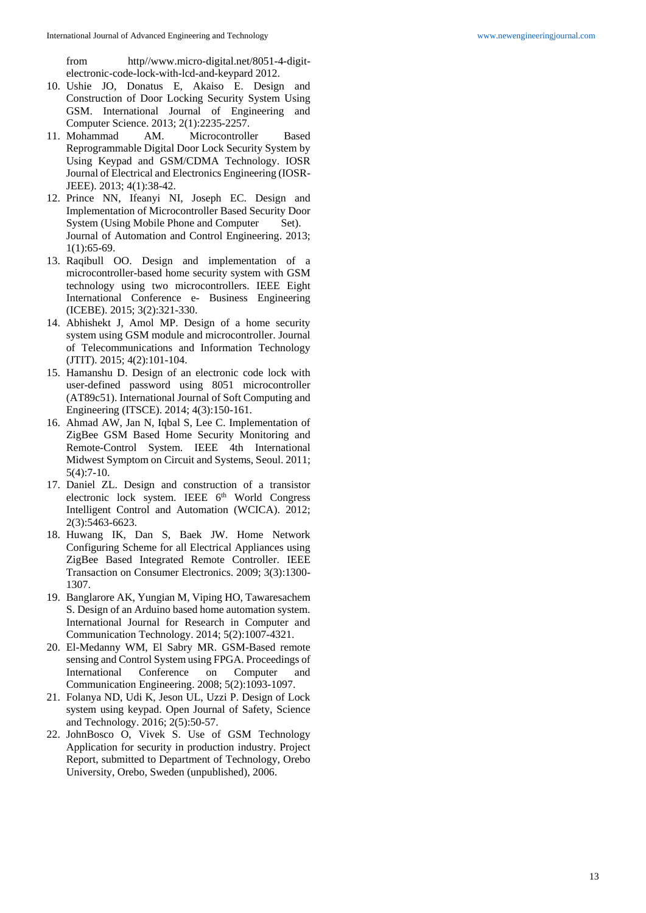from http//www.micro-digital.net/8051-4-digit-electronic-code-lock-with-lcd-and-keypard 2012.

10. Ushie JO, Donatus E, Akaiso E. Design and Construction of Door Locking Security System Using GSM. International Journal of Engineering and Computer Science. 2013; 2(1):2235-2257.
11. Mohammad AM. Microcontroller Based Reprogrammable Digital Door Lock Security System by Using Keypad and GSM/CDMA Technology. IOSR Journal of Electrical and Electronics Engineering (IOSR-JEEE). 2013; 4(1):38-42.
12. Prince NN, Ifeanyi NI, Joseph EC. Design and Implementation of Microcontroller Based Security Door System (Using Mobile Phone and Computer Set). Journal of Automation and Control Engineering. 2013; 1(1):65-69.
13. Raqibull OO. Design and implementation of a microcontroller-based home security system with GSM technology using two microcontrollers. IEEE Eight International Conference e- Business Engineering (ICEBE). 2015; 3(2):321-330.
14. Abhishekt J, Amol MP. Design of a home security system using GSM module and microcontroller. Journal of Telecommunications and Information Technology (JTIT). 2015; 4(2):101-104.
15. Hamanshu D. Design of an electronic code lock with user-defined password using 8051 microcontroller (AT89c51). International Journal of Soft Computing and Engineering (ITSCE). 2014; 4(3):150-161.
16. Ahmad AW, Jan N, Iqbal S, Lee C. Implementation of ZigBee GSM Based Home Security Monitoring and Remote-Control System. IEEE 4th International Midwest Symptom on Circuit and Systems, Seoul. 2011; 5(4):7-10.
17. Daniel ZL. Design and construction of a transistor electronic lock system. IEEE 6th World Congress Intelligent Control and Automation (WCICA). 2012; 2(3):5463-6623.
18. Huwang IK, Dan S, Baek JW. Home Network Configuring Scheme for all Electrical Appliances using ZigBee Based Integrated Remote Controller. IEEE Transaction on Consumer Electronics. 2009; 3(3):1300-1307.
19. Banglarore AK, Yungian M, Viping HO, Tawaresachem S. Design of an Arduino based home automation system. International Journal for Research in Computer and Communication Technology. 2014; 5(2):1007-4321.
20. El-Medanny WM, El Sabry MR. GSM-Based remote sensing and Control System using FPGA. Proceedings of International Conference on Computer and Communication Engineering. 2008; 5(2):1093-1097.
21. Folanya ND, Udi K, Jeson UL, Uzzi P. Design of Lock system using keypad. Open Journal of Safety, Science and Technology. 2016; 2(5):50-57.
22. JohnBosco O, Vivek S. Use of GSM Technology Application for security in production industry. Project Report, submitted to Department of Technology, Orebo University, Orebo, Sweden (unpublished), 2006.